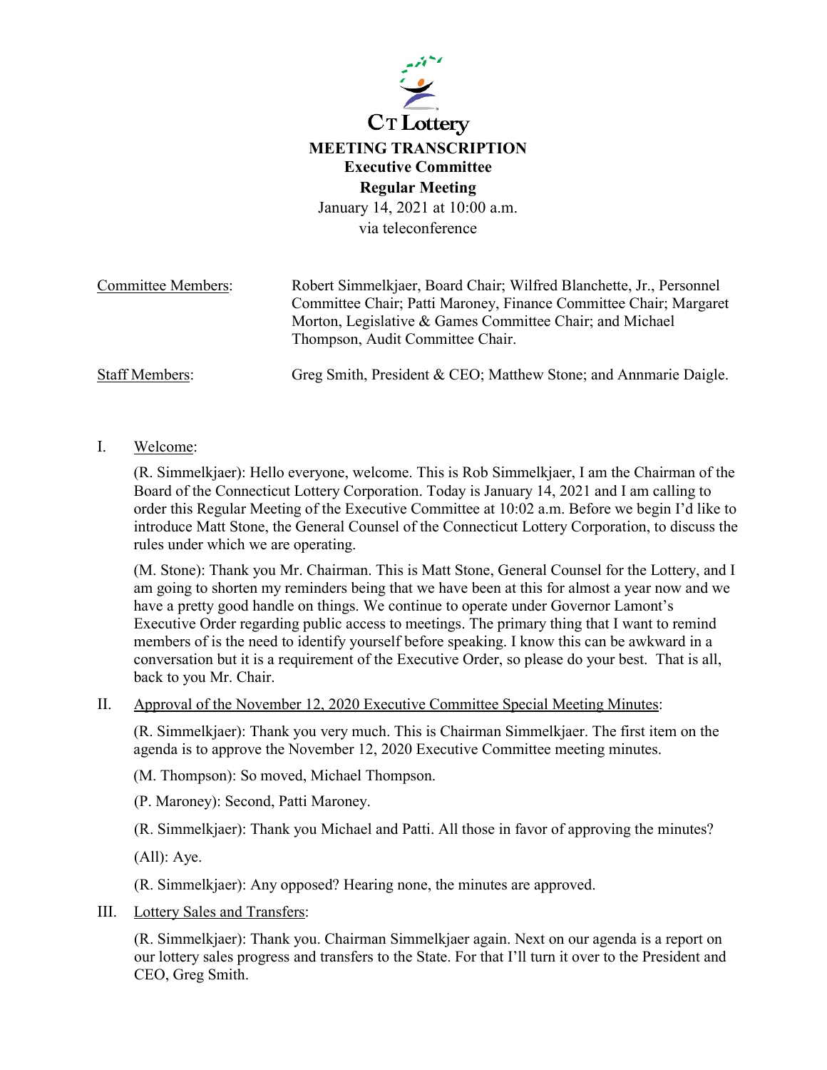CT Lottery

# MEETING TRANSCRIPTION

## Executive Committee

## Regular Meeting

January 14, 2021 at 10:00 a.m.
via teleconference

Committee Members: Robert Simmelkjaer, Board Chair; Wilfred Blanchette, Jr., Personnel Committee Chair; Patti Maroney, Finance Committee Chair; Margaret Morton, Legislative & Games Committee Chair; and Michael Thompson, Audit Committee Chair.

Staff Members: Greg Smith, President & CEO; Matthew Stone; and Annmarie Daigle.

I. Welcome:

(R. Simmelkjaer): Hello everyone, welcome. This is Rob Simmelkjaer, I am the Chairman of the Board of the Connecticut Lottery Corporation. Today is January 14, 2021 and I am calling to order this Regular Meeting of the Executive Committee at 10:02 a.m. Before we begin I'd like to introduce Matt Stone, the General Counsel of the Connecticut Lottery Corporation, to discuss the rules under which we are operating.

(M. Stone): Thank you Mr. Chairman. This is Matt Stone, General Counsel for the Lottery, and I am going to shorten my reminders being that we have been at this for almost a year now and we have a pretty good handle on things. We continue to operate under Governor Lamont's Executive Order regarding public access to meetings. The primary thing that I want to remind members of is the need to identify yourself before speaking. I know this can be awkward in a conversation but it is a requirement of the Executive Order, so please do your best. That is all, back to you Mr. Chair.

II. Approval of the November 12, 2020 Executive Committee Special Meeting Minutes:

(R. Simmelkjaer): Thank you very much. This is Chairman Simmelkjaer. The first item on the agenda is to approve the November 12, 2020 Executive Committee meeting minutes.

(M. Thompson): So moved, Michael Thompson.

(P. Maroney): Second, Patti Maroney.

(R. Simmelkjaer): Thank you Michael and Patti. All those in favor of approving the minutes?

(All): Aye.

(R. Simmelkjaer): Any opposed? Hearing none, the minutes are approved.

III. Lottery Sales and Transfers:

(R. Simmelkjaer): Thank you. Chairman Simmelkjaer again. Next on our agenda is a report on our lottery sales progress and transfers to the State. For that I'll turn it over to the President and CEO, Greg Smith.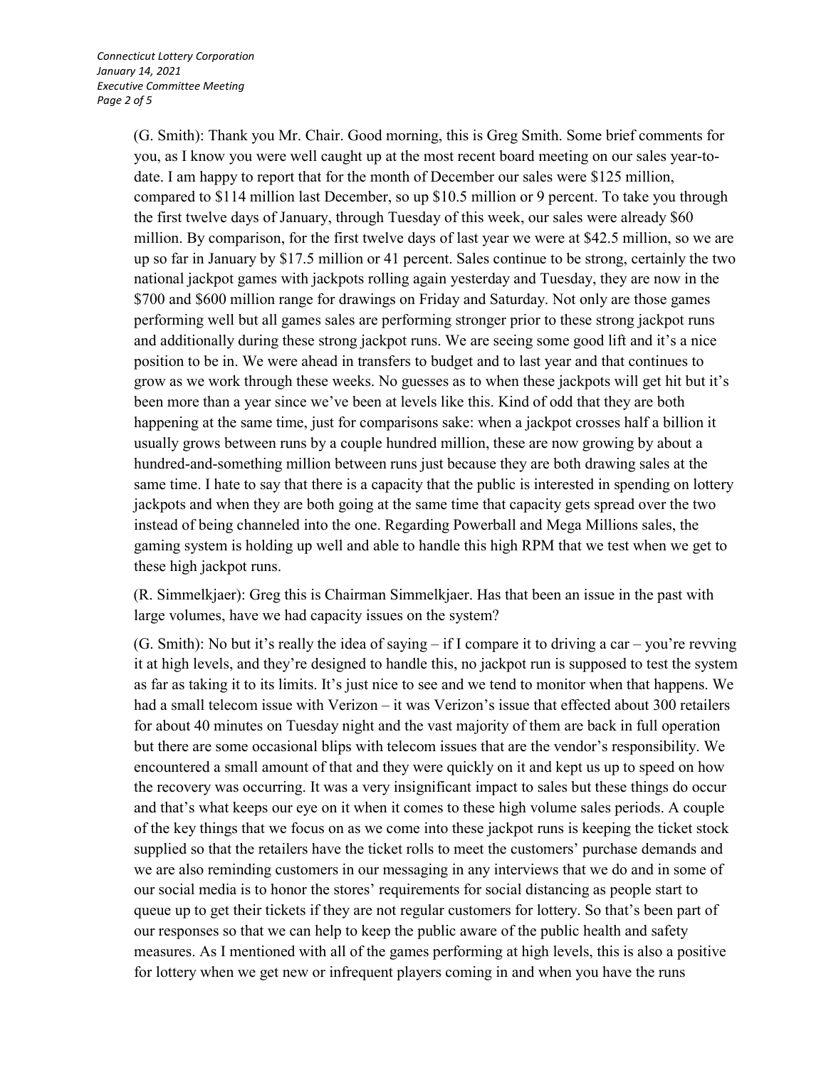(G. Smith): Thank you Mr. Chair. Good morning, this is Greg Smith. Some brief comments for you, as I know you were well caught up at the most recent board meeting on our sales year-to-date. I am happy to report that for the month of December our sales were $125 million, compared to $114 million last December, so up $10.5 million or 9 percent. To take you through the first twelve days of January, through Tuesday of this week, our sales were already $60 million. By comparison, for the first twelve days of last year we were at $42.5 million, so we are up so far in January by $17.5 million or 41 percent. Sales continue to be strong, certainly the two national jackpot games with jackpots rolling again yesterday and Tuesday, they are now in the $700 and $600 million range for drawings on Friday and Saturday. Not only are those games performing well but all games sales are performing stronger prior to these strong jackpot runs and additionally during these strong jackpot runs. We are seeing some good lift and it's a nice position to be in. We were ahead in transfers to budget and to last year and that continues to grow as we work through these weeks. No guesses as to when these jackpots will get hit but it's been more than a year since we've been at levels like this. Kind of odd that they are both happening at the same time, just for comparisons sake: when a jackpot crosses half a billion it usually grows between runs by a couple hundred million, these are now growing by about a hundred-and-something million between runs just because they are both drawing sales at the same time. I hate to say that there is a capacity that the public is interested in spending on lottery jackpots and when they are both going at the same time that capacity gets spread over the two instead of being channeled into the one. Regarding Powerball and Mega Millions sales, the gaming system is holding up well and able to handle this high RPM that we test when we get to these high jackpot runs.

(R. Simmelkjaer): Greg this is Chairman Simmelkjaer. Has that been an issue in the past with large volumes, have we had capacity issues on the system?

(G. Smith): No but it's really the idea of saying – if I compare it to driving a car – you're revving it at high levels, and they're designed to handle this, no jackpot run is supposed to test the system as far as taking it to its limits. It's just nice to see and we tend to monitor when that happens. We had a small telecom issue with Verizon – it was Verizon's issue that effected about 300 retailers for about 40 minutes on Tuesday night and the vast majority of them are back in full operation but there are some occasional blips with telecom issues that are the vendor's responsibility. We encountered a small amount of that and they were quickly on it and kept us up to speed on how the recovery was occurring. It was a very insignificant impact to sales but these things do occur and that's what keeps our eye on it when it comes to these high volume sales periods. A couple of the key things that we focus on as we come into these jackpot runs is keeping the ticket stock supplied so that the retailers have the ticket rolls to meet the customers' purchase demands and we are also reminding customers in our messaging in any interviews that we do and in some of our social media is to honor the stores' requirements for social distancing as people start to queue up to get their tickets if they are not regular customers for lottery. So that's been part of our responses so that we can help to keep the public aware of the public health and safety measures. As I mentioned with all of the games performing at high levels, this is also a positive for lottery when we get new or infrequent players coming in and when you have the runs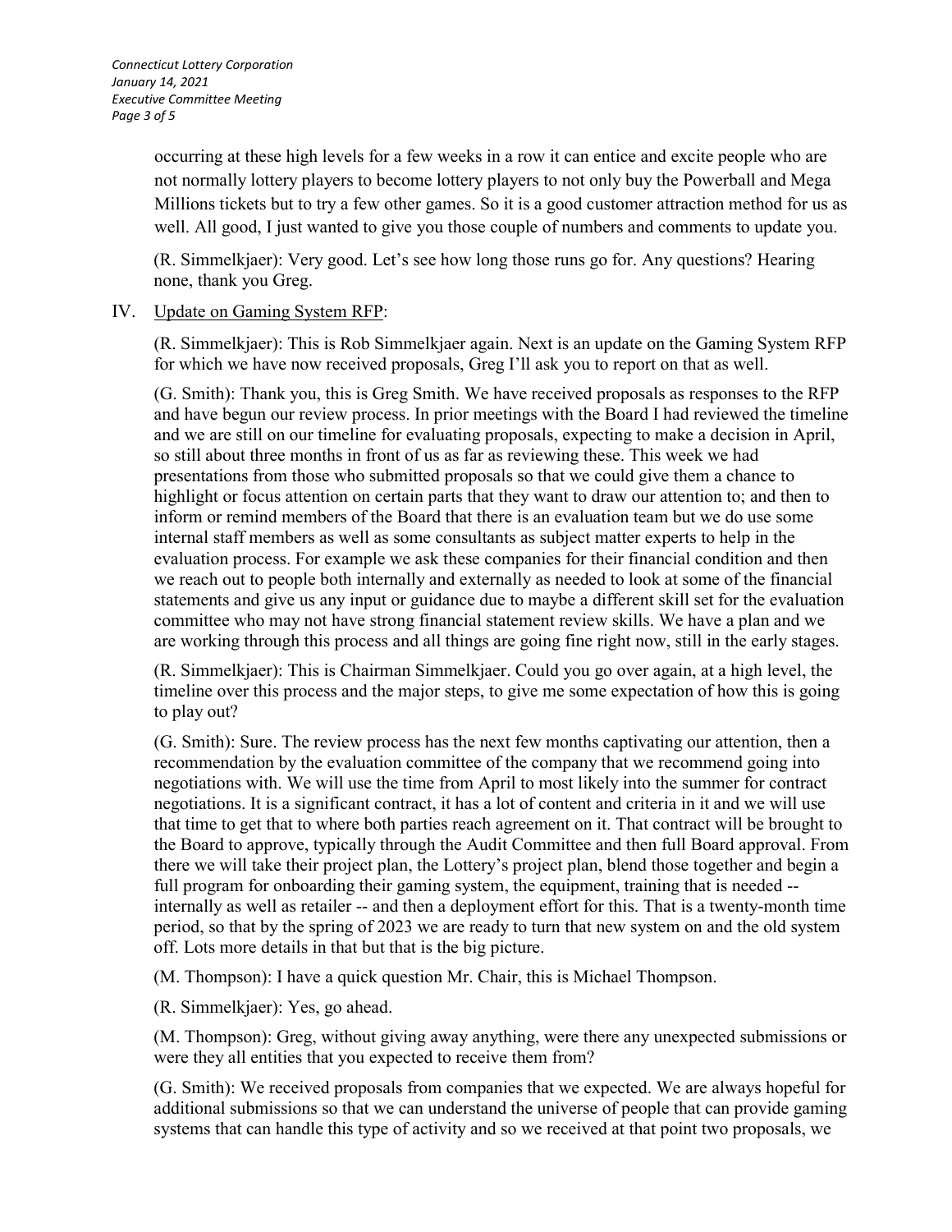occurring at these high levels for a few weeks in a row it can entice and excite people who are not normally lottery players to become lottery players to not only buy the Powerball and Mega Millions tickets but to try a few other games. So it is a good customer attraction method for us as well. All good, I just wanted to give you those couple of numbers and comments to update you.

(R. Simmelkjaer): Very good. Let's see how long those runs go for. Any questions? Hearing none, thank you Greg.

IV. Update on Gaming System RFP:

(R. Simmelkjaer): This is Rob Simmelkjaer again. Next is an update on the Gaming System RFP for which we have now received proposals, Greg I'll ask you to report on that as well.

(G. Smith): Thank you, this is Greg Smith. We have received proposals as responses to the RFP and have begun our review process. In prior meetings with the Board I had reviewed the timeline and we are still on our timeline for evaluating proposals, expecting to make a decision in April, so still about three months in front of us as far as reviewing these. This week we had presentations from those who submitted proposals so that we could give them a chance to highlight or focus attention on certain parts that they want to draw our attention to; and then to inform or remind members of the Board that there is an evaluation team but we do use some internal staff members as well as some consultants as subject matter experts to help in the evaluation process. For example we ask these companies for their financial condition and then we reach out to people both internally and externally as needed to look at some of the financial statements and give us any input or guidance due to maybe a different skill set for the evaluation committee who may not have strong financial statement review skills. We have a plan and we are working through this process and all things are going fine right now, still in the early stages.

(R. Simmelkjaer): This is Chairman Simmelkjaer. Could you go over again, at a high level, the timeline over this process and the major steps, to give me some expectation of how this is going to play out?

(G. Smith): Sure. The review process has the next few months captivating our attention, then a recommendation by the evaluation committee of the company that we recommend going into negotiations with. We will use the time from April to most likely into the summer for contract negotiations. It is a significant contract, it has a lot of content and criteria in it and we will use that time to get that to where both parties reach agreement on it. That contract will be brought to the Board to approve, typically through the Audit Committee and then full Board approval. From there we will take their project plan, the Lottery's project plan, blend those together and begin a full program for onboarding their gaming system, the equipment, training that is needed -- internally as well as retailer -- and then a deployment effort for this. That is a twenty-month time period, so that by the spring of 2023 we are ready to turn that new system on and the old system off. Lots more details in that but that is the big picture.

(M. Thompson): I have a quick question Mr. Chair, this is Michael Thompson.

(R. Simmelkjaer): Yes, go ahead.

(M. Thompson): Greg, without giving away anything, were there any unexpected submissions or were they all entities that you expected to receive them from?

(G. Smith): We received proposals from companies that we expected. We are always hopeful for additional submissions so that we can understand the universe of people that can provide gaming systems that can handle this type of activity and so we received at that point two proposals, we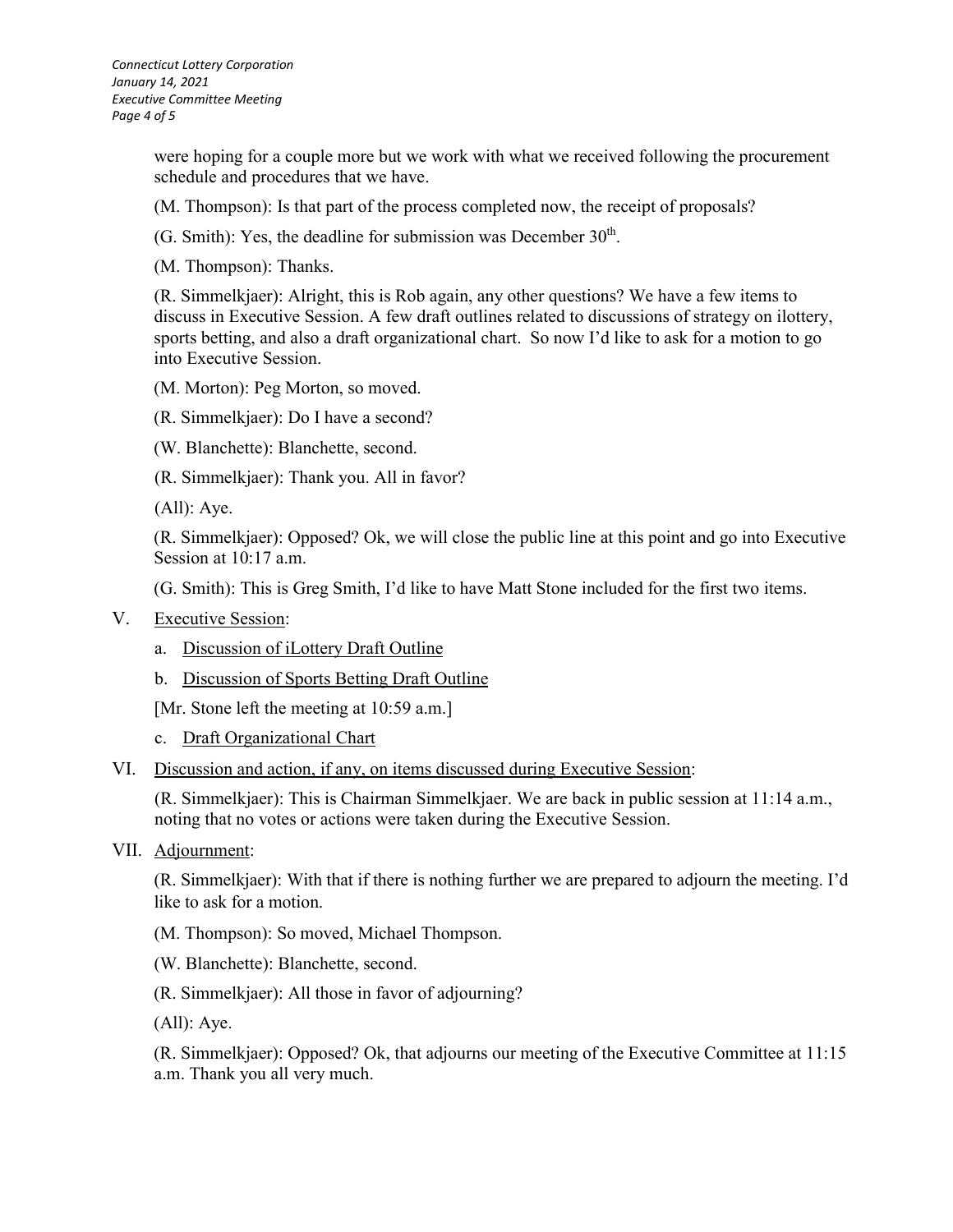were hoping for a couple more but we work with what we received following the procurement schedule and procedures that we have.

(M. Thompson): Is that part of the process completed now, the receipt of proposals?

(G. Smith): Yes, the deadline for submission was December 30th.

(M. Thompson): Thanks.

(R. Simmelkjaer): Alright, this is Rob again, any other questions? We have a few items to discuss in Executive Session. A few draft outlines related to discussions of strategy on ilottery, sports betting, and also a draft organizational chart. So now I'd like to ask for a motion to go into Executive Session.

(M. Morton): Peg Morton, so moved.

(R. Simmelkjaer): Do I have a second?

(W. Blanchette): Blanchette, second.

(R. Simmelkjaer): Thank you. All in favor?

(All): Aye.

(R. Simmelkjaer): Opposed? Ok, we will close the public line at this point and go into Executive Session at 10:17 a.m.

(G. Smith): This is Greg Smith, I'd like to have Matt Stone included for the first two items.

V. Executive Session:

   a. Discussion of iLottery Draft Outline

   b. Discussion of Sports Betting Draft Outline

   [Mr. Stone left the meeting at 10:59 a.m.]

   c. Draft Organizational Chart

VI. Discussion and action, if any, on items discussed during Executive Session:

(R. Simmelkjaer): This is Chairman Simmelkjaer. We are back in public session at 11:14 a.m., noting that no votes or actions were taken during the Executive Session.

VII. Adjournment:

(R. Simmelkjaer): With that if there is nothing further we are prepared to adjourn the meeting. I'd like to ask for a motion.

(M. Thompson): So moved, Michael Thompson.

(W. Blanchette): Blanchette, second.

(R. Simmelkjaer): All those in favor of adjourning?

(All): Aye.

(R. Simmelkjaer): Opposed? Ok, that adjourns our meeting of the Executive Committee at 11:15 a.m. Thank you all very much.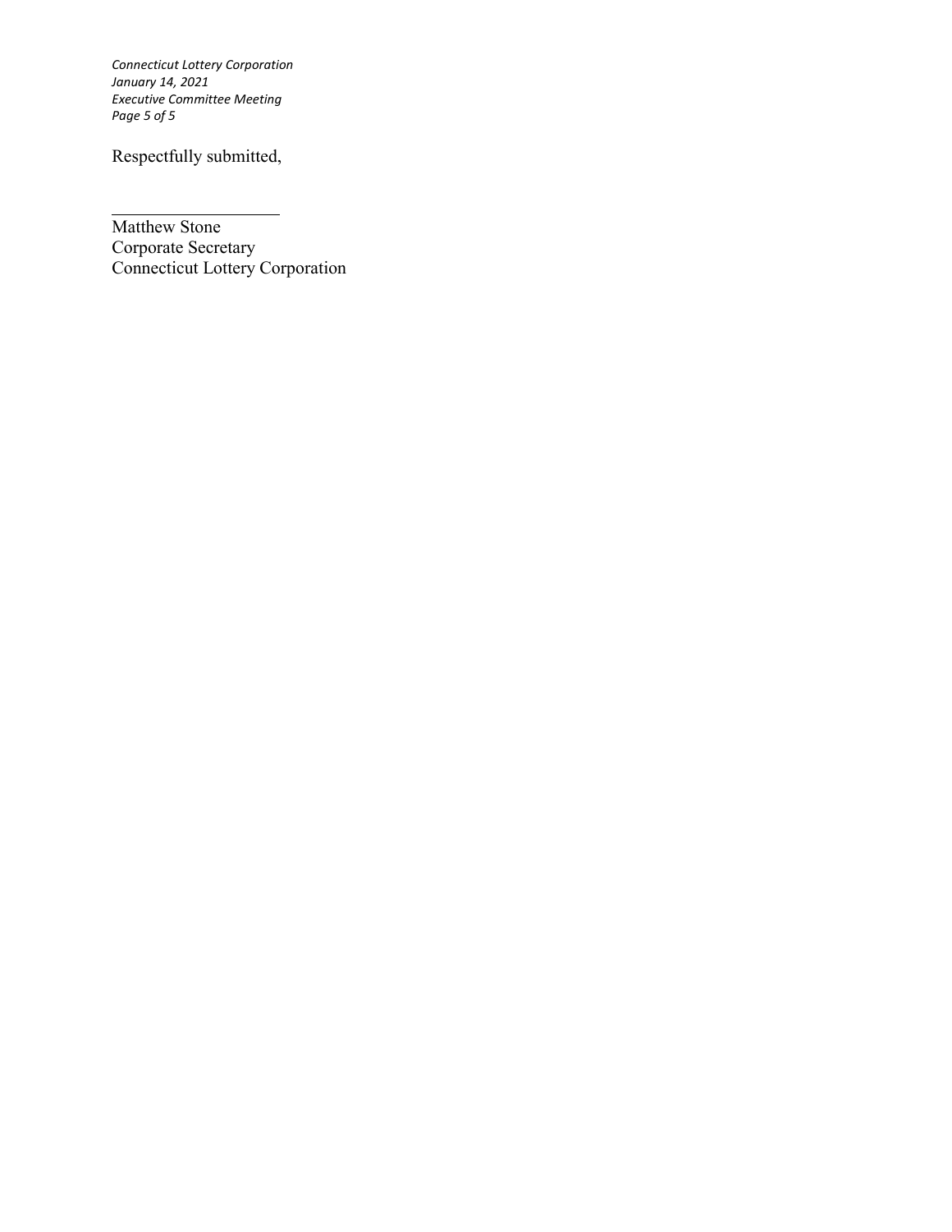Respectfully submitted,

\_\_\_\_\_\_\_\_\_\_\_\_\_\_\_\_\_\_\_\_

Matthew Stone  
Corporate Secretary  
Connecticut Lottery Corporation